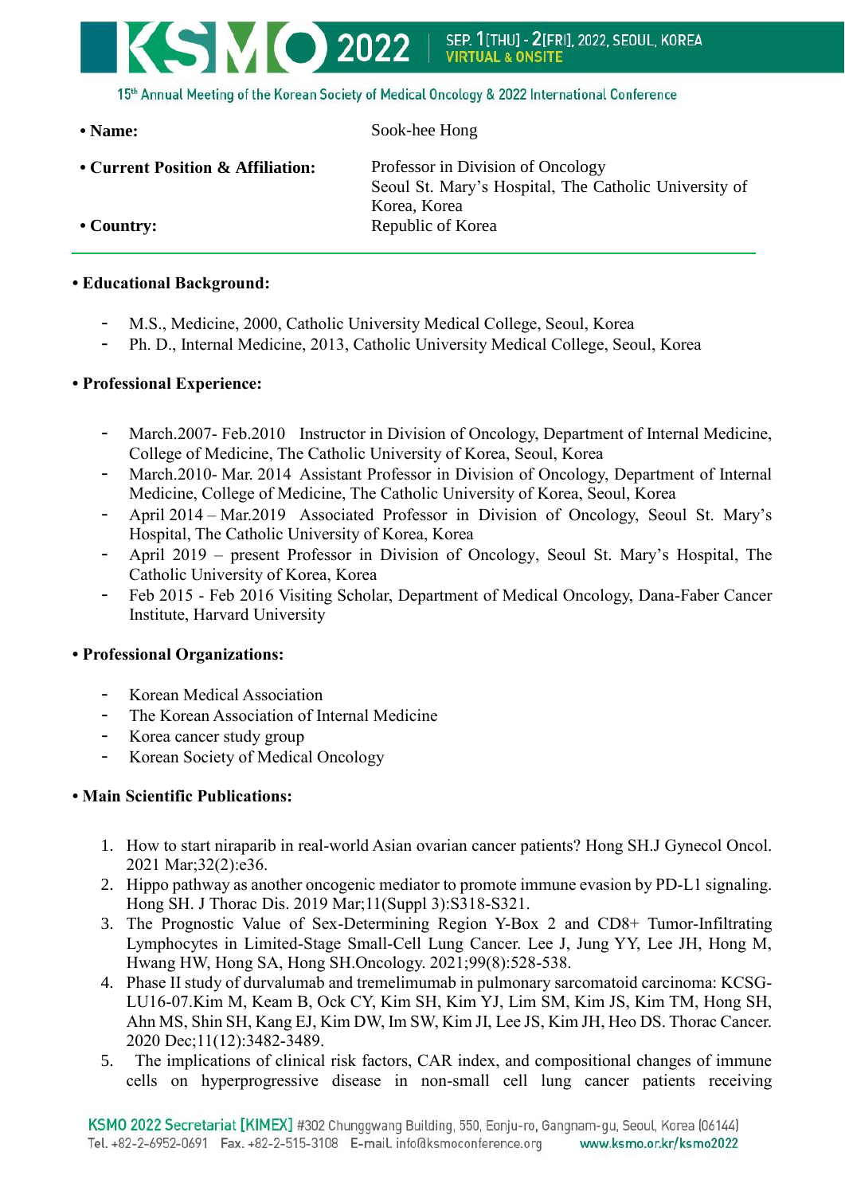- **Name:** Sook-hee Hong
- **Current Position & Affiliation:** Professor in Division of Oncology, Seoul St. Mary's Hospital, The Catholic University of Korea, Korea
- **Country:** Republic of Korea

---

- **Educational Background:**

  - M.S., Medicine, 2000, Catholic University Medical College, Seoul, Korea
  - Ph. D., Internal Medicine, 2013, Catholic University Medical College, Seoul, Korea

- **Professional Experience:**

  - March.2007- Feb.2010 Instructor in Division of Oncology, Department of Internal Medicine, College of Medicine, The Catholic University of Korea, Seoul, Korea
  - March.2010- Mar. 2014 Assistant Professor in Division of Oncology, Department of Internal Medicine, College of Medicine, The Catholic University of Korea, Seoul, Korea
  - April 2014 – Mar.2019 Associated Professor in Division of Oncology, Seoul St. Mary's Hospital, The Catholic University of Korea, Korea
  - April 2019 – present Professor in Division of Oncology, Seoul St. Mary's Hospital, The Catholic University of Korea, Korea
  - Feb 2015 - Feb 2016 Visiting Scholar, Department of Medical Oncology, Dana-Faber Cancer Institute, Harvard University

- **Professional Organizations:**

  - Korean Medical Association
  - The Korean Association of Internal Medicine
  - Korea cancer study group
  - Korean Society of Medical Oncology

- **Main Scientific Publications:**

  1. How to start niraparib in real-world Asian ovarian cancer patients? Hong SH.J Gynecol Oncol. 2021 Mar;32(2):e36.
  2. Hippo pathway as another oncogenic mediator to promote immune evasion by PD-L1 signaling. Hong SH. J Thorac Dis. 2019 Mar;11(Suppl 3):S318-S321.
  3. The Prognostic Value of Sex-Determining Region Y-Box 2 and CD8+ Tumor-Infiltrating Lymphocytes in Limited-Stage Small-Cell Lung Cancer. Lee J, Jung YY, Lee JH, Hong M, Hwang HW, Hong SA, Hong SH.Oncology. 2021;99(8):528-538.
  4. Phase II study of durvalumab and tremelimumab in pulmonary sarcomatoid carcinoma: KCSG-LU16-07.Kim M, Keam B, Ock CY, Kim SH, Kim YJ, Lim SM, Kim JS, Kim TM, Hong SH, Ahn MS, Shin SH, Kang EJ, Kim DW, Im SW, Kim JI, Lee JS, Kim JH, Heo DS. Thorac Cancer. 2020 Dec;11(12):3482-3489.
  5. The implications of clinical risk factors, CAR index, and compositional changes of immune cells on hyperprogressive disease in non-small cell lung cancer patients receiving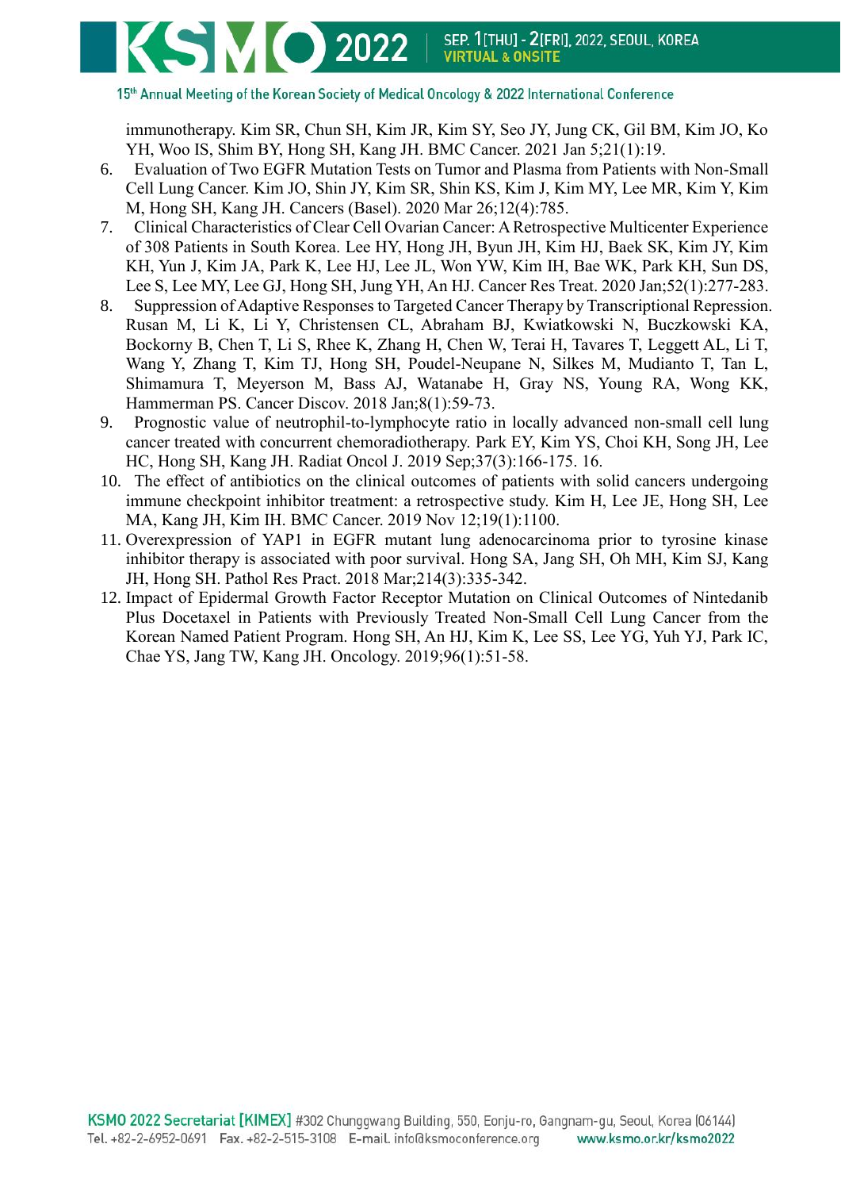immunotherapy. Kim SR, Chun SH, Kim JR, Kim SY, Seo JY, Jung CK, Gil BM, Kim JO, Ko YH, Woo IS, Shim BY, Hong SH, Kang JH. BMC Cancer. 2021 Jan 5;21(1):19.

6. Evaluation of Two EGFR Mutation Tests on Tumor and Plasma from Patients with Non-Small Cell Lung Cancer. Kim JO, Shin JY, Kim SR, Shin KS, Kim J, Kim MY, Lee MR, Kim Y, Kim M, Hong SH, Kang JH. Cancers (Basel). 2020 Mar 26;12(4):785.
7. Clinical Characteristics of Clear Cell Ovarian Cancer: A Retrospective Multicenter Experience of 308 Patients in South Korea. Lee HY, Hong JH, Byun JH, Kim HJ, Baek SK, Kim JY, Kim KH, Yun J, Kim JA, Park K, Lee HJ, Lee JL, Won YW, Kim IH, Bae WK, Park KH, Sun DS, Lee S, Lee MY, Lee GJ, Hong SH, Jung YH, An HJ. Cancer Res Treat. 2020 Jan;52(1):277-283.
8. Suppression of Adaptive Responses to Targeted Cancer Therapy by Transcriptional Repression. Rusan M, Li K, Li Y, Christensen CL, Abraham BJ, Kwiatkowski N, Buczkowski KA, Bockorny B, Chen T, Li S, Rhee K, Zhang H, Chen W, Terai H, Tavares T, Leggett AL, Li T, Wang Y, Zhang T, Kim TJ, Hong SH, Poudel-Neupane N, Silkes M, Mudianto T, Tan L, Shimamura T, Meyerson M, Bass AJ, Watanabe H, Gray NS, Young RA, Wong KK, Hammerman PS. Cancer Discov. 2018 Jan;8(1):59-73.
9. Prognostic value of neutrophil-to-lymphocyte ratio in locally advanced non-small cell lung cancer treated with concurrent chemoradiotherapy. Park EY, Kim YS, Choi KH, Song JH, Lee HC, Hong SH, Kang JH. Radiat Oncol J. 2019 Sep;37(3):166-175. 16.
10. The effect of antibiotics on the clinical outcomes of patients with solid cancers undergoing immune checkpoint inhibitor treatment: a retrospective study. Kim H, Lee JE, Hong SH, Lee MA, Kang JH, Kim IH. BMC Cancer. 2019 Nov 12;19(1):1100.
11. Overexpression of YAP1 in EGFR mutant lung adenocarcinoma prior to tyrosine kinase inhibitor therapy is associated with poor survival. Hong SA, Jang SH, Oh MH, Kim SJ, Kang JH, Hong SH. Pathol Res Pract. 2018 Mar;214(3):335-342.
12. Impact of Epidermal Growth Factor Receptor Mutation on Clinical Outcomes of Nintedanib Plus Docetaxel in Patients with Previously Treated Non-Small Cell Lung Cancer from the Korean Named Patient Program. Hong SH, An HJ, Kim K, Lee SS, Lee YG, Yuh YJ, Park IC, Chae YS, Jang TW, Kang JH. Oncology. 2019;96(1):51-58.